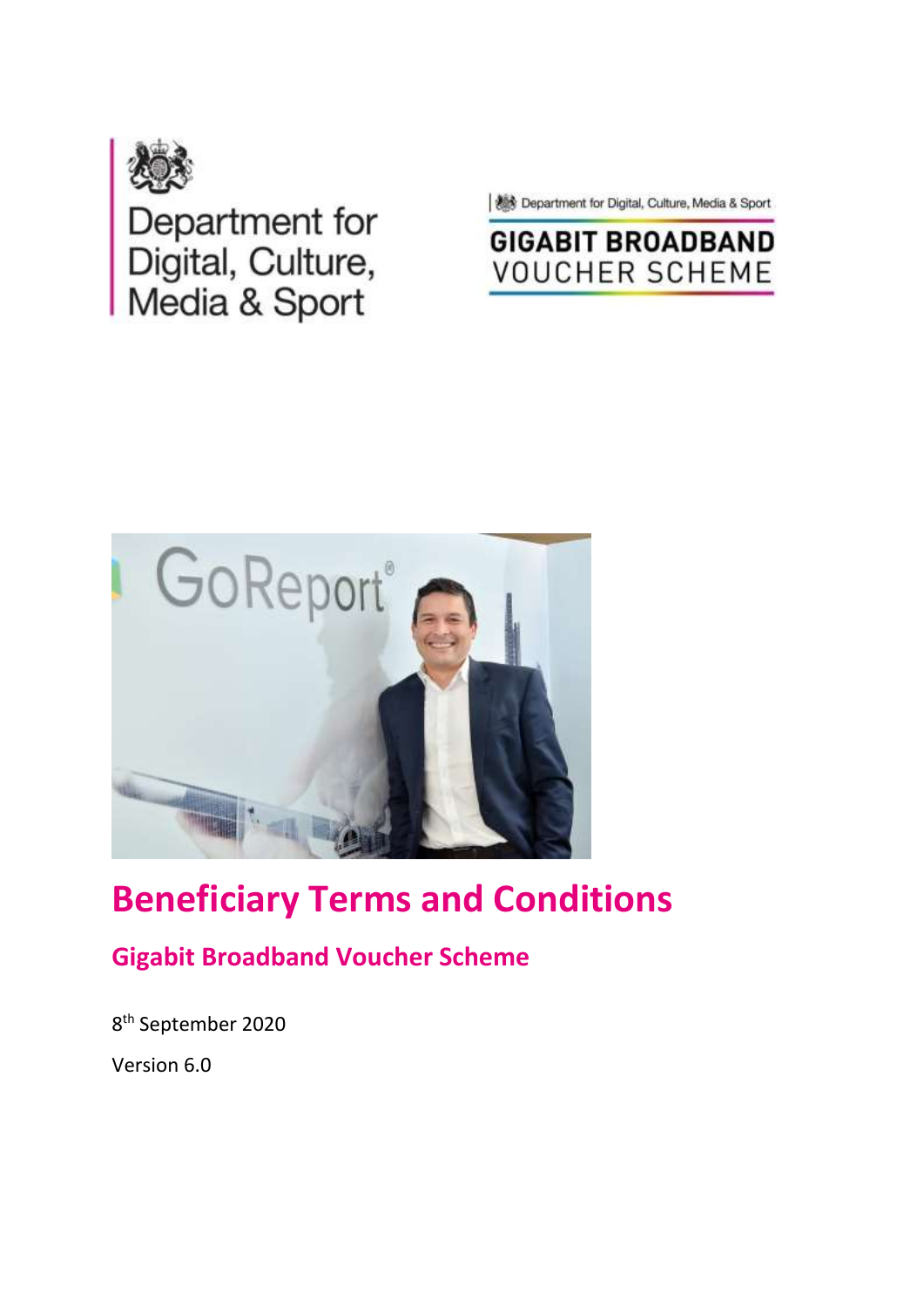Department for Digital, Culture, Media & Sport

Department for Digital, Culture, Media & Sport

GIGABIT BROADBAND VOUCHER SCHEME

# Beneficiary Terms and Conditions

## Gigabit Broadband Voucher Scheme

8th September 2020

Version 6.0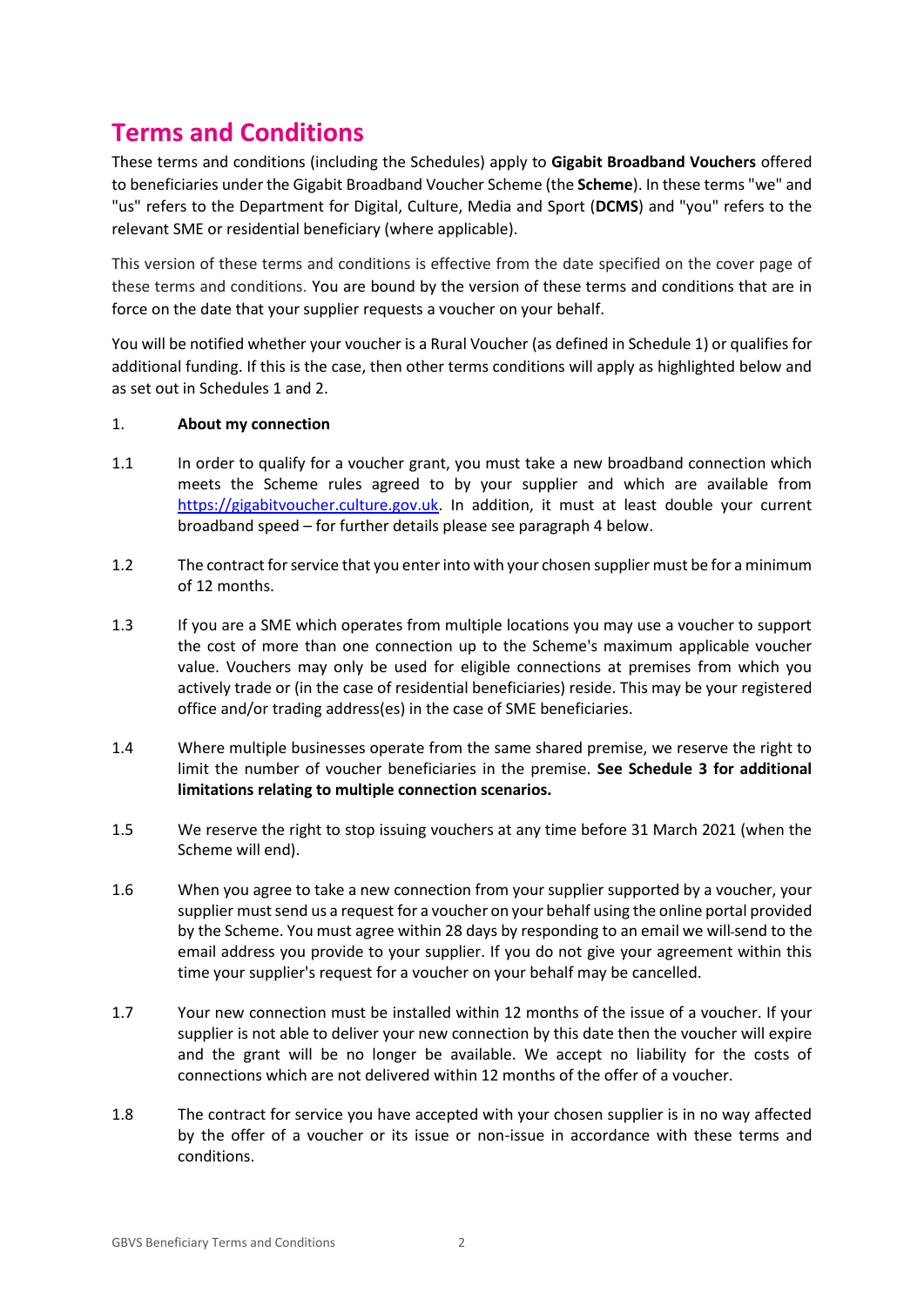# Terms and Conditions

These terms and conditions (including the Schedules) apply to **Gigabit Broadband Vouchers** offered to beneficiaries under the Gigabit Broadband Voucher Scheme (the **Scheme**). In these terms "we" and "us" refers to the Department for Digital, Culture, Media and Sport (**DCMS**) and "you" refers to the relevant SME or residential beneficiary (where applicable).

This version of these terms and conditions is effective from the date specified on the cover page of these terms and conditions. You are bound by the version of these terms and conditions that are in force on the date that your supplier requests a voucher on your behalf.

You will be notified whether your voucher is a Rural Voucher (as defined in Schedule 1) or qualifies for additional funding. If this is the case, then other terms conditions will apply as highlighted below and as set out in Schedules 1 and 2.

1. **About my connection**

1.1 In order to qualify for a voucher grant, you must take a new broadband connection which meets the Scheme rules agreed to by your supplier and which are available from https://gigabitvoucher.culture.gov.uk. In addition, it must at least double your current broadband speed – for further details please see paragraph 4 below.

1.2 The contract for service that you enter into with your chosen supplier must be for a minimum of 12 months.

1.3 If you are a SME which operates from multiple locations you may use a voucher to support the cost of more than one connection up to the Scheme's maximum applicable voucher value. Vouchers may only be used for eligible connections at premises from which you actively trade or (in the case of residential beneficiaries) reside. This may be your registered office and/or trading address(es) in the case of SME beneficiaries.

1.4 Where multiple businesses operate from the same shared premise, we reserve the right to limit the number of voucher beneficiaries in the premise. **See Schedule 3 for additional limitations relating to multiple connection scenarios.**

1.5 We reserve the right to stop issuing vouchers at any time before 31 March 2021 (when the Scheme will end).

1.6 When you agree to take a new connection from your supplier supported by a voucher, your supplier must send us a request for a voucher on your behalf using the online portal provided by the Scheme. You must agree within 28 days by responding to an email we will send to the email address you provide to your supplier. If you do not give your agreement within this time your supplier's request for a voucher on your behalf may be cancelled.

1.7 Your new connection must be installed within 12 months of the issue of a voucher. If your supplier is not able to deliver your new connection by this date then the voucher will expire and the grant will be no longer be available. We accept no liability for the costs of connections which are not delivered within 12 months of the offer of a voucher.

1.8 The contract for service you have accepted with your chosen supplier is in no way affected by the offer of a voucher or its issue or non-issue in accordance with these terms and conditions.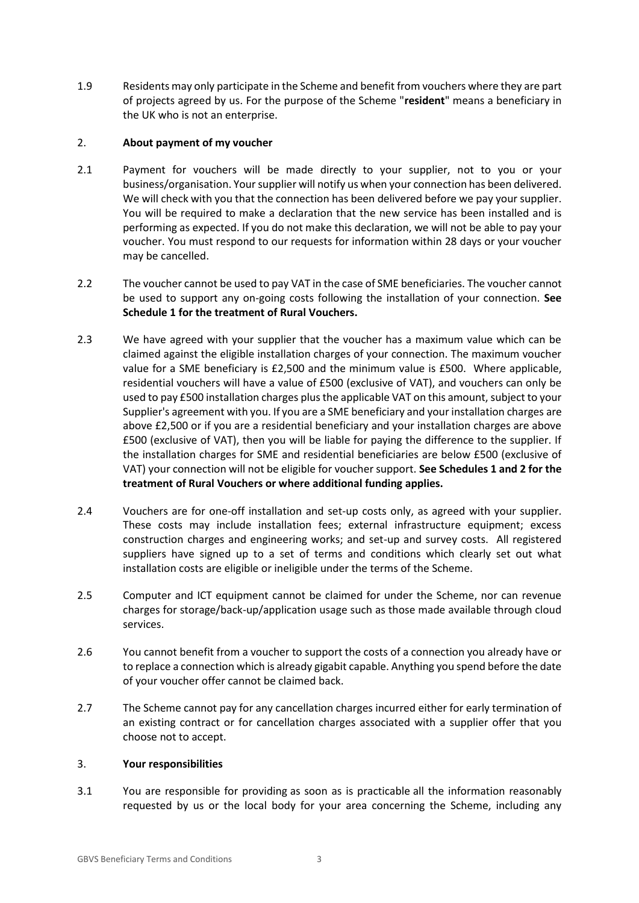1.9 Residents may only participate in the Scheme and benefit from vouchers where they are part of projects agreed by us. For the purpose of the Scheme "**resident**" means a beneficiary in the UK who is not an enterprise.

## 2. **About payment of my voucher**

2.1 Payment for vouchers will be made directly to your supplier, not to you or your business/organisation. Your supplier will notify us when your connection has been delivered. We will check with you that the connection has been delivered before we pay your supplier. You will be required to make a declaration that the new service has been installed and is performing as expected. If you do not make this declaration, we will not be able to pay your voucher. You must respond to our requests for information within 28 days or your voucher may be cancelled.

2.2 The voucher cannot be used to pay VAT in the case of SME beneficiaries. The voucher cannot be used to support any on-going costs following the installation of your connection. **See Schedule 1 for the treatment of Rural Vouchers.**

2.3 We have agreed with your supplier that the voucher has a maximum value which can be claimed against the eligible installation charges of your connection. The maximum voucher value for a SME beneficiary is £2,500 and the minimum value is £500. Where applicable, residential vouchers will have a value of £500 (exclusive of VAT), and vouchers can only be used to pay £500 installation charges plus the applicable VAT on this amount, subject to your Supplier's agreement with you. If you are a SME beneficiary and your installation charges are above £2,500 or if you are a residential beneficiary and your installation charges are above £500 (exclusive of VAT), then you will be liable for paying the difference to the supplier. If the installation charges for SME and residential beneficiaries are below £500 (exclusive of VAT) your connection will not be eligible for voucher support. **See Schedules 1 and 2 for the treatment of Rural Vouchers or where additional funding applies.**

2.4 Vouchers are for one-off installation and set-up costs only, as agreed with your supplier. These costs may include installation fees; external infrastructure equipment; excess construction charges and engineering works; and set-up and survey costs. All registered suppliers have signed up to a set of terms and conditions which clearly set out what installation costs are eligible or ineligible under the terms of the Scheme.

2.5 Computer and ICT equipment cannot be claimed for under the Scheme, nor can revenue charges for storage/back-up/application usage such as those made available through cloud services.

2.6 You cannot benefit from a voucher to support the costs of a connection you already have or to replace a connection which is already gigabit capable. Anything you spend before the date of your voucher offer cannot be claimed back.

2.7 The Scheme cannot pay for any cancellation charges incurred either for early termination of an existing contract or for cancellation charges associated with a supplier offer that you choose not to accept.

## 3. **Your responsibilities**

3.1 You are responsible for providing as soon as is practicable all the information reasonably requested by us or the local body for your area concerning the Scheme, including any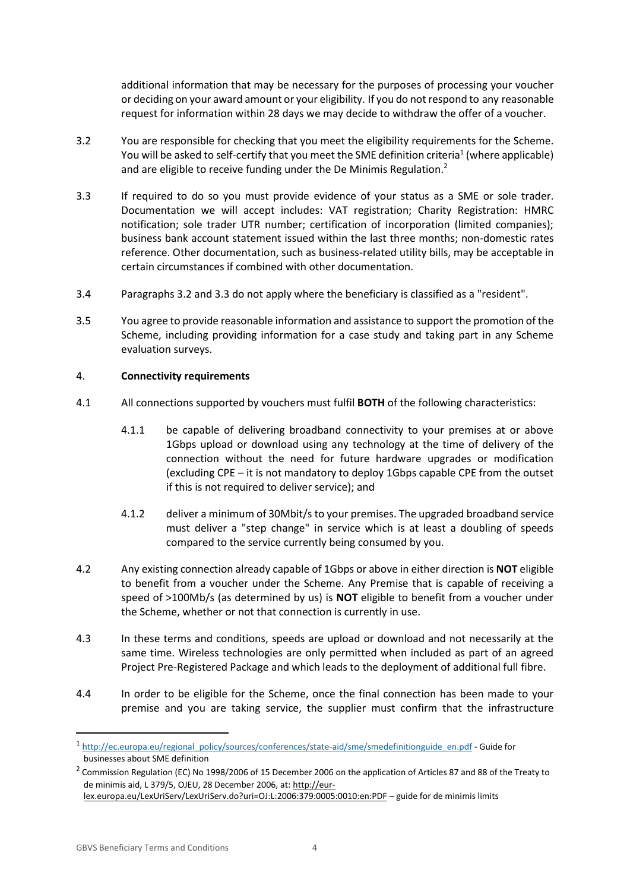additional information that may be necessary for the purposes of processing your voucher or deciding on your award amount or your eligibility. If you do not respond to any reasonable request for information within 28 days we may decide to withdraw the offer of a voucher.

3.2 You are responsible for checking that you meet the eligibility requirements for the Scheme. You will be asked to self-certify that you meet the SME definition criteria[1] (where applicable) and are eligible to receive funding under the De Minimis Regulation.[2]

3.3 If required to do so you must provide evidence of your status as a SME or sole trader. Documentation we will accept includes: VAT registration; Charity Registration: HMRC notification; sole trader UTR number; certification of incorporation (limited companies); business bank account statement issued within the last three months; non-domestic rates reference. Other documentation, such as business-related utility bills, may be acceptable in certain circumstances if combined with other documentation.

3.4 Paragraphs 3.2 and 3.3 do not apply where the beneficiary is classified as a "resident".

3.5 You agree to provide reasonable information and assistance to support the promotion of the Scheme, including providing information for a case study and taking part in any Scheme evaluation surveys.

## 4. **Connectivity requirements**

4.1 All connections supported by vouchers must fulfil **BOTH** of the following characteristics:

4.1.1 be capable of delivering broadband connectivity to your premises at or above 1Gbps upload or download using any technology at the time of delivery of the connection without the need for future hardware upgrades or modification (excluding CPE – it is not mandatory to deploy 1Gbps capable CPE from the outset if this is not required to deliver service); and

4.1.2 deliver a minimum of 30Mbit/s to your premises. The upgraded broadband service must deliver a "step change" in service which is at least a doubling of speeds compared to the service currently being consumed by you.

4.2 Any existing connection already capable of 1Gbps or above in either direction is **NOT** eligible to benefit from a voucher under the Scheme. Any Premise that is capable of receiving a speed of >100Mb/s (as determined by us) is **NOT** eligible to benefit from a voucher under the Scheme, whether or not that connection is currently in use.

4.3 In these terms and conditions, speeds are upload or download and not necessarily at the same time. Wireless technologies are only permitted when included as part of an agreed Project Pre-Registered Package and which leads to the deployment of additional full fibre.

4.4 In order to be eligible for the Scheme, once the final connection has been made to your premise and you are taking service, the supplier must confirm that the infrastructure

---

[1] http://ec.europa.eu/regional_policy/sources/conferences/state-aid/sme/smedefinitionguide_en.pdf - Guide for businesses about SME definition

[2] Commission Regulation (EC) No 1998/2006 of 15 December 2006 on the application of Articles 87 and 88 of the Treaty to de minimis aid, L 379/5, OJEU, 28 December 2006, at: http://eur-lex.europa.eu/LexUriServ/LexUriServ.do?uri=OJ:L:2006:379:0005:0010:en:PDF – guide for de minimis limits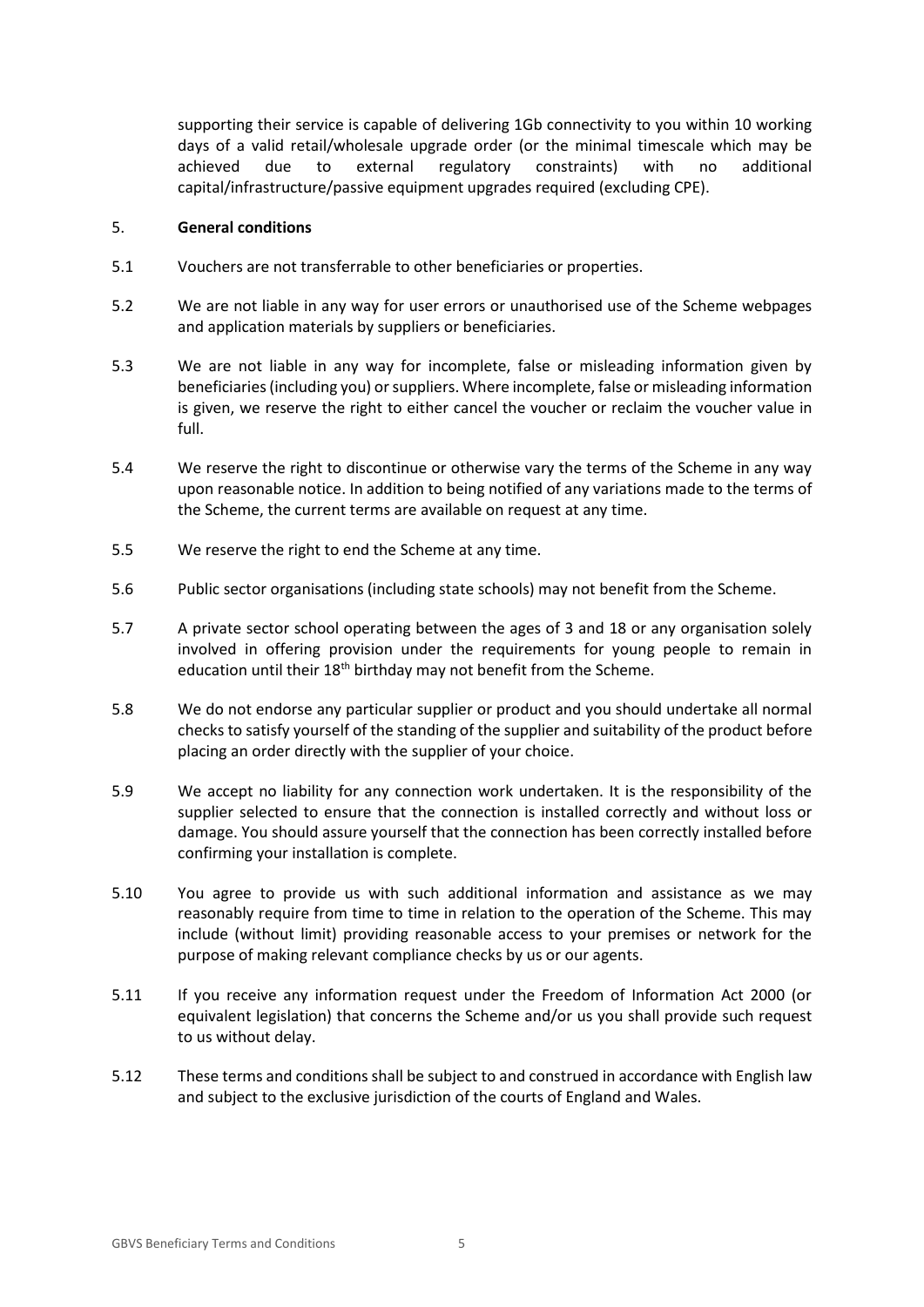supporting their service is capable of delivering 1Gb connectivity to you within 10 working days of a valid retail/wholesale upgrade order (or the minimal timescale which may be achieved due to external regulatory constraints) with no additional capital/infrastructure/passive equipment upgrades required (excluding CPE).

5. **General conditions**

5.1 Vouchers are not transferrable to other beneficiaries or properties.

5.2 We are not liable in any way for user errors or unauthorised use of the Scheme webpages and application materials by suppliers or beneficiaries.

5.3 We are not liable in any way for incomplete, false or misleading information given by beneficiaries (including you) or suppliers. Where incomplete, false or misleading information is given, we reserve the right to either cancel the voucher or reclaim the voucher value in full.

5.4 We reserve the right to discontinue or otherwise vary the terms of the Scheme in any way upon reasonable notice. In addition to being notified of any variations made to the terms of the Scheme, the current terms are available on request at any time.

5.5 We reserve the right to end the Scheme at any time.

5.6 Public sector organisations (including state schools) may not benefit from the Scheme.

5.7 A private sector school operating between the ages of 3 and 18 or any organisation solely involved in offering provision under the requirements for young people to remain in education until their 18th birthday may not benefit from the Scheme.

5.8 We do not endorse any particular supplier or product and you should undertake all normal checks to satisfy yourself of the standing of the supplier and suitability of the product before placing an order directly with the supplier of your choice.

5.9 We accept no liability for any connection work undertaken. It is the responsibility of the supplier selected to ensure that the connection is installed correctly and without loss or damage. You should assure yourself that the connection has been correctly installed before confirming your installation is complete.

5.10 You agree to provide us with such additional information and assistance as we may reasonably require from time to time in relation to the operation of the Scheme. This may include (without limit) providing reasonable access to your premises or network for the purpose of making relevant compliance checks by us or our agents.

5.11 If you receive any information request under the Freedom of Information Act 2000 (or equivalent legislation) that concerns the Scheme and/or us you shall provide such request to us without delay.

5.12 These terms and conditions shall be subject to and construed in accordance with English law and subject to the exclusive jurisdiction of the courts of England and Wales.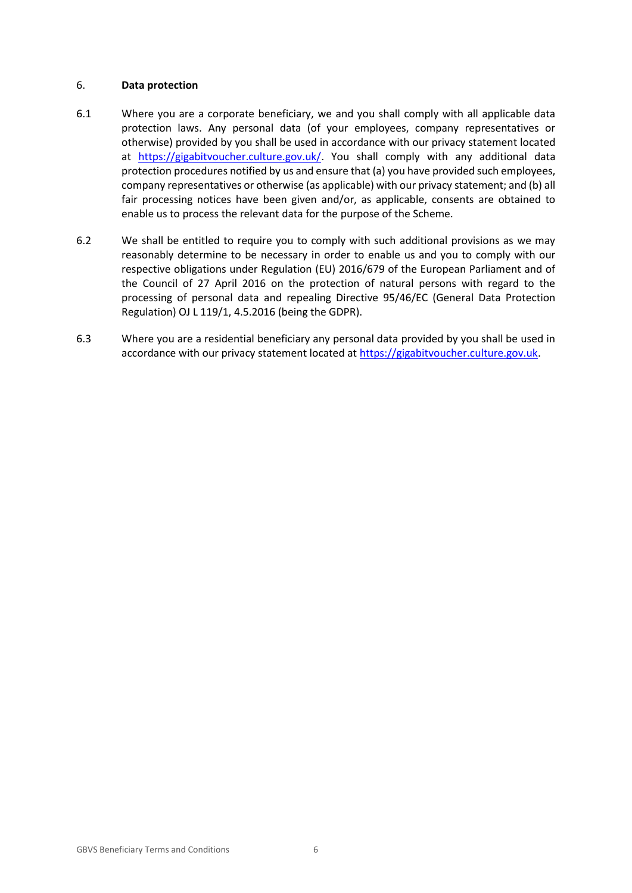## 6. Data protection

6.1 Where you are a corporate beneficiary, we and you shall comply with all applicable data protection laws. Any personal data (of your employees, company representatives or otherwise) provided by you shall be used in accordance with our privacy statement located at https://gigabitvoucher.culture.gov.uk/. You shall comply with any additional data protection procedures notified by us and ensure that (a) you have provided such employees, company representatives or otherwise (as applicable) with our privacy statement; and (b) all fair processing notices have been given and/or, as applicable, consents are obtained to enable us to process the relevant data for the purpose of the Scheme.

6.2 We shall be entitled to require you to comply with such additional provisions as we may reasonably determine to be necessary in order to enable us and you to comply with our respective obligations under Regulation (EU) 2016/679 of the European Parliament and of the Council of 27 April 2016 on the protection of natural persons with regard to the processing of personal data and repealing Directive 95/46/EC (General Data Protection Regulation) OJ L 119/1, 4.5.2016 (being the GDPR).

6.3 Where you are a residential beneficiary any personal data provided by you shall be used in accordance with our privacy statement located at https://gigabitvoucher.culture.gov.uk.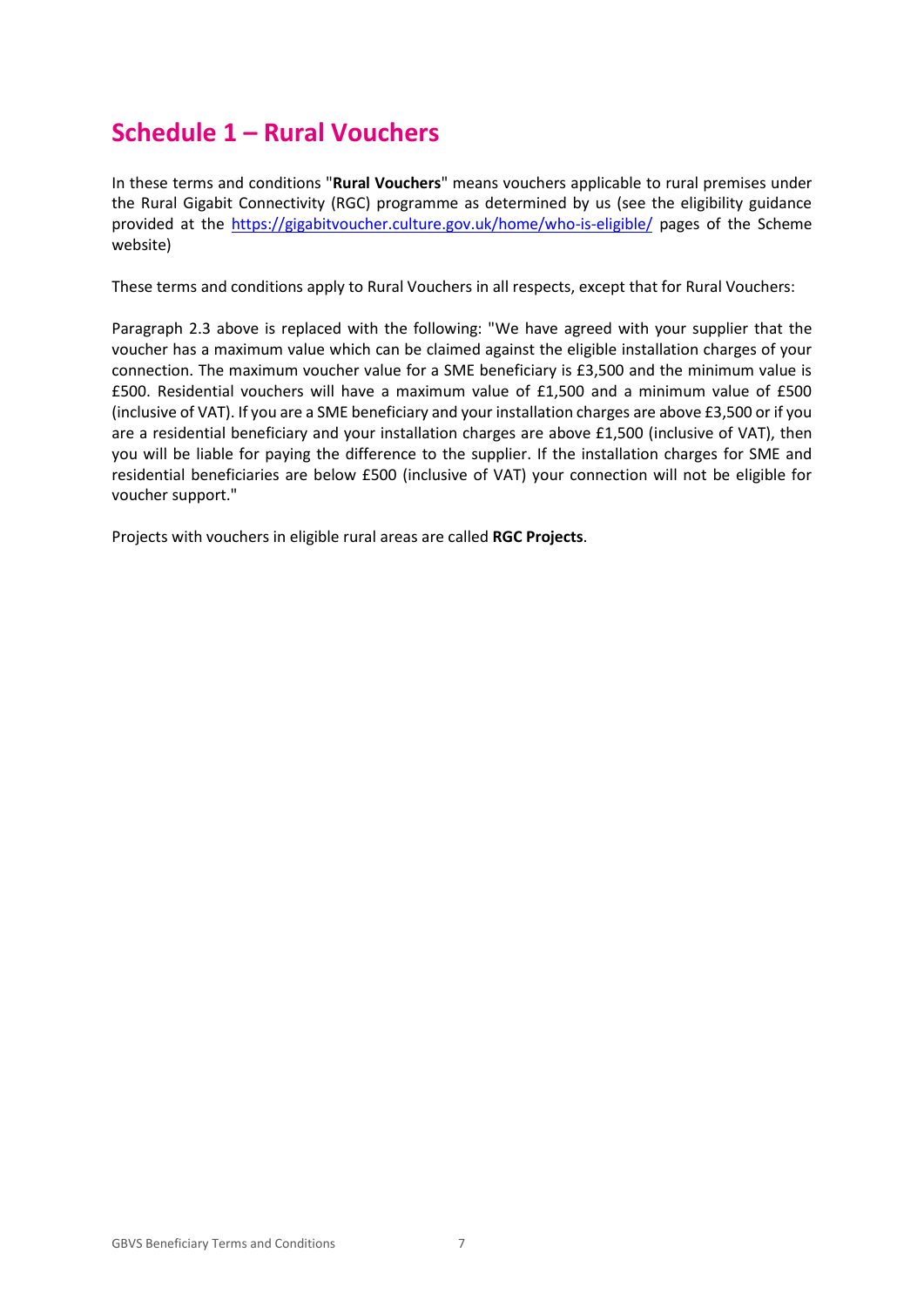## Schedule 1 – Rural Vouchers

In these terms and conditions "**Rural Vouchers**" means vouchers applicable to rural premises under the Rural Gigabit Connectivity (RGC) programme as determined by us (see the eligibility guidance provided at the [https://gigabitvoucher.culture.gov.uk/home/who-is-eligible/](https://gigabitvoucher.culture.gov.uk/home/who-is-eligible/) pages of the Scheme website)

These terms and conditions apply to Rural Vouchers in all respects, except that for Rural Vouchers:

Paragraph 2.3 above is replaced with the following: "We have agreed with your supplier that the voucher has a maximum value which can be claimed against the eligible installation charges of your connection. The maximum voucher value for a SME beneficiary is £3,500 and the minimum value is £500. Residential vouchers will have a maximum value of £1,500 and a minimum value of £500 (inclusive of VAT). If you are a SME beneficiary and your installation charges are above £3,500 or if you are a residential beneficiary and your installation charges are above £1,500 (inclusive of VAT), then you will be liable for paying the difference to the supplier. If the installation charges for SME and residential beneficiaries are below £500 (inclusive of VAT) your connection will not be eligible for voucher support."

Projects with vouchers in eligible rural areas are called **RGC Projects**.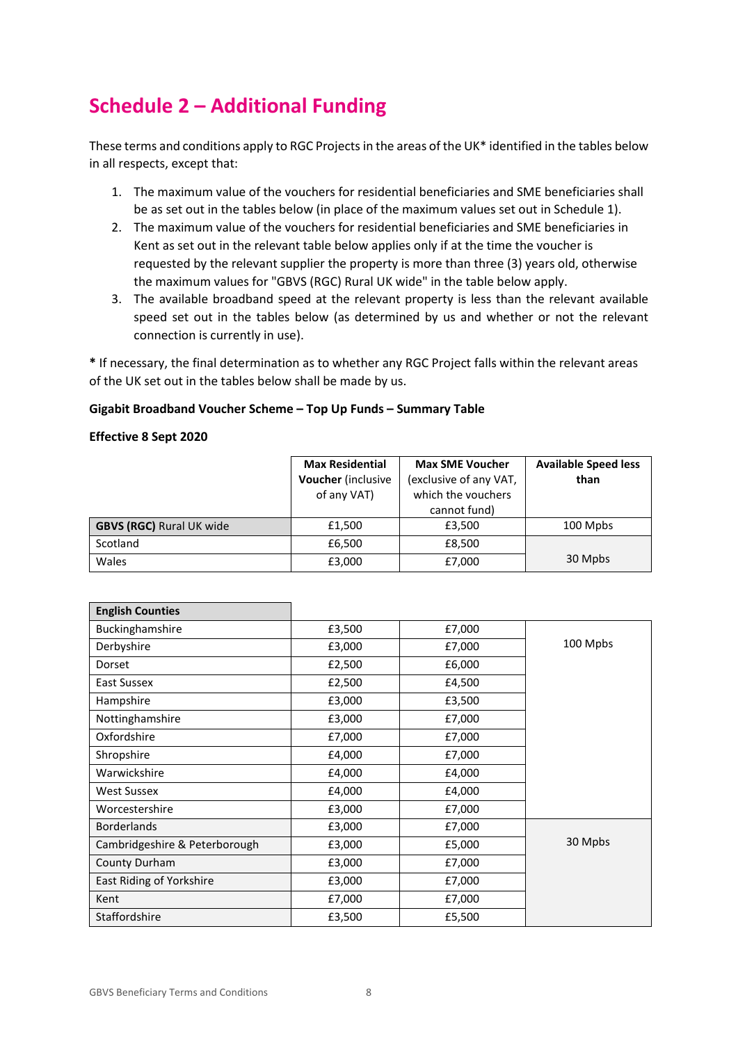# Schedule 2 – Additional Funding

These terms and conditions apply to RGC Projects in the areas of the UK* identified in the tables below in all respects, except that:

1. The maximum value of the vouchers for residential beneficiaries and SME beneficiaries shall be as set out in the tables below (in place of the maximum values set out in Schedule 1).
2. The maximum value of the vouchers for residential beneficiaries and SME beneficiaries in Kent as set out in the relevant table below applies only if at the time the voucher is requested by the relevant supplier the property is more than three (3) years old, otherwise the maximum values for "GBVS (RGC) Rural UK wide" in the table below apply.
3. The available broadband speed at the relevant property is less than the relevant available speed set out in the tables below (as determined by us and whether or not the relevant connection is currently in use).

**\*** If necessary, the final determination as to whether any RGC Project falls within the relevant areas of the UK set out in the tables below shall be made by us.

**Gigabit Broadband Voucher Scheme – Top Up Funds – Summary Table**

**Effective 8 Sept 2020**

| | **Max Residential Voucher** (inclusive of any VAT) | **Max SME Voucher** (exclusive of any VAT, which the vouchers cannot fund) | **Available Speed less than** |
|---|---|---|---|
| **GBVS (RGC)** Rural UK wide | £1,500 | £3,500 | 100 Mpbs |
| Scotland | £6,500 | £8,500 | 30 Mpbs |
| Wales | £3,000 | £7,000 | |

| **English Counties** | | | |
|---|---|---|---|
| Buckinghamshire | £3,500 | £7,000 | 100 Mpbs |
| Derbyshire | £3,000 | £7,000 | |
| Dorset | £2,500 | £6,000 | |
| East Sussex | £2,500 | £4,500 | |
| Hampshire | £3,000 | £3,500 | |
| Nottinghamshire | £3,000 | £7,000 | |
| Oxfordshire | £7,000 | £7,000 | |
| Shropshire | £4,000 | £7,000 | |
| Warwickshire | £4,000 | £4,000 | |
| West Sussex | £4,000 | £4,000 | |
| Worcestershire | £3,000 | £7,000 | |
| Borderlands | £3,000 | £7,000 | 30 Mpbs |
| Cambridgeshire & Peterborough | £3,000 | £5,000 | |
| County Durham | £3,000 | £7,000 | |
| East Riding of Yorkshire | £3,000 | £7,000 | |
| Kent | £7,000 | £7,000 | |
| Staffordshire | £3,500 | £5,500 | |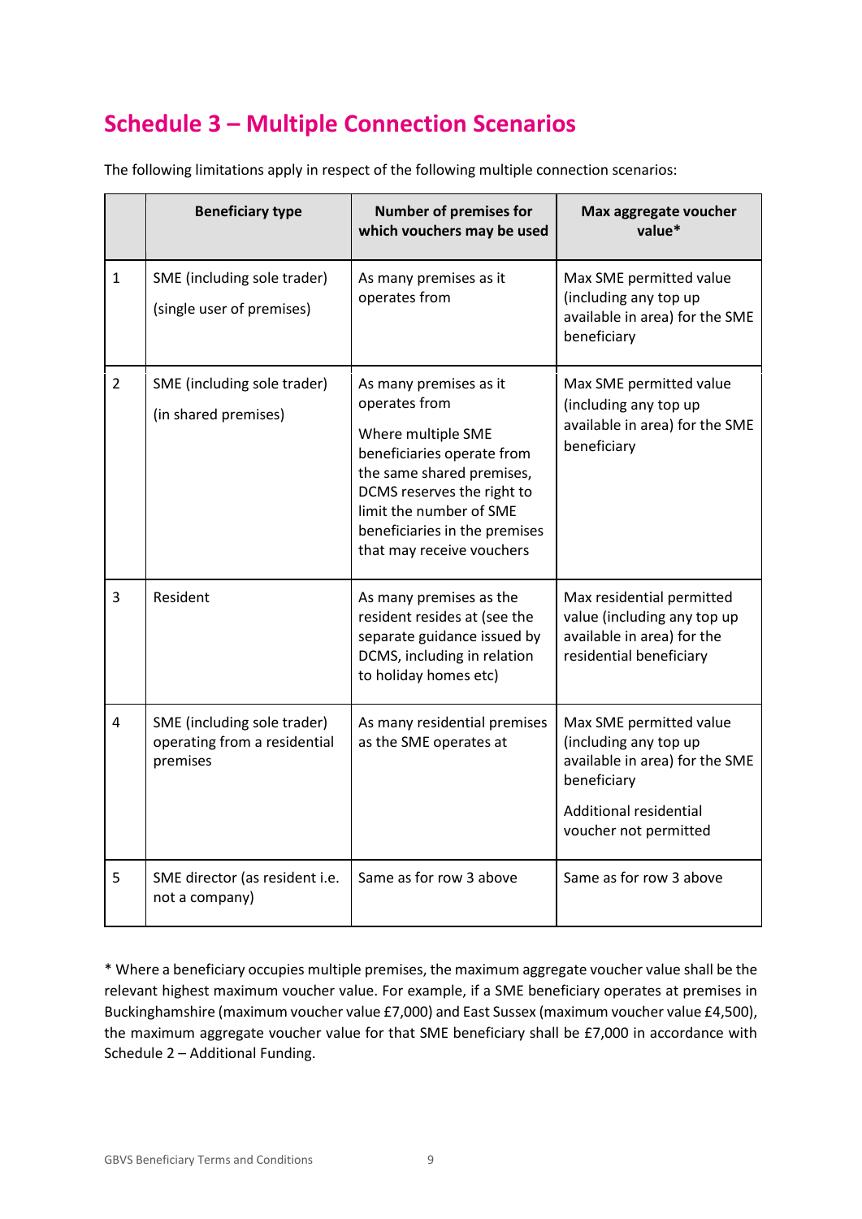# Schedule 3 – Multiple Connection Scenarios

The following limitations apply in respect of the following multiple connection scenarios:

| | Beneficiary type | Number of premises for which vouchers may be used | Max aggregate voucher value* |
|---|---|---|---|
| 1 | SME (including sole trader)<br><br>(single user of premises) | As many premises as it operates from | Max SME permitted value (including any top up available in area) for the SME beneficiary |
| 2 | SME (including sole trader)<br><br>(in shared premises) | As many premises as it operates from<br><br>Where multiple SME beneficiaries operate from the same shared premises, DCMS reserves the right to limit the number of SME beneficiaries in the premises that may receive vouchers | Max SME permitted value (including any top up available in area) for the SME beneficiary |
| 3 | Resident | As many premises as the resident resides at (see the separate guidance issued by DCMS, including in relation to holiday homes etc) | Max residential permitted value (including any top up available in area) for the residential beneficiary |
| 4 | SME (including sole trader) operating from a residential premises | As many residential premises as the SME operates at | Max SME permitted value (including any top up available in area) for the SME beneficiary<br><br>Additional residential voucher not permitted |
| 5 | SME director (as resident i.e. not a company) | Same as for row 3 above | Same as for row 3 above |

* Where a beneficiary occupies multiple premises, the maximum aggregate voucher value shall be the relevant highest maximum voucher value. For example, if a SME beneficiary operates at premises in Buckinghamshire (maximum voucher value £7,000) and East Sussex (maximum voucher value £4,500), the maximum aggregate voucher value for that SME beneficiary shall be £7,000 in accordance with Schedule 2 – Additional Funding.